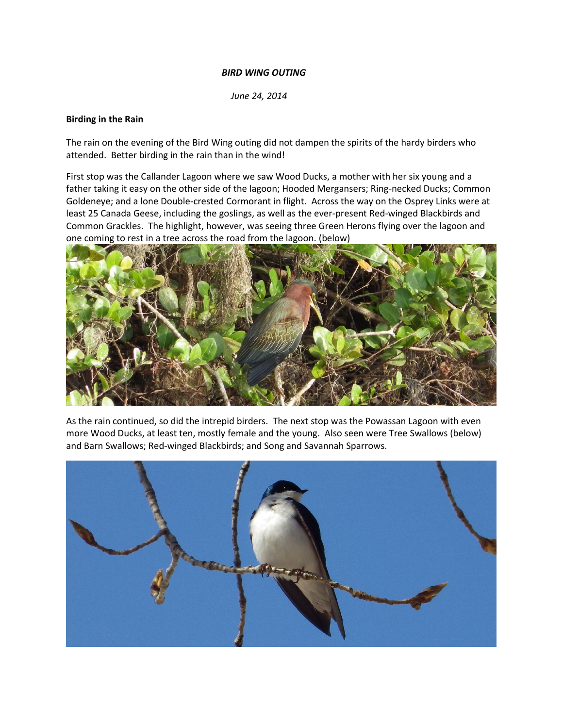***BIRD WING OUTING***

*June 24, 2014*

**Birding in the Rain**

The rain on the evening of the Bird Wing outing did not dampen the spirits of the hardy birders who attended. Better birding in the rain than in the wind!

First stop was the Callander Lagoon where we saw Wood Ducks, a mother with her six young and a father taking it easy on the other side of the lagoon; Hooded Mergansers; Ring-necked Ducks; Common Goldeneye; and a lone Double-crested Cormorant in flight. Across the way on the Osprey Links were at least 25 Canada Geese, including the goslings, as well as the ever-present Red-winged Blackbirds and Common Grackles. The highlight, however, was seeing three Green Herons flying over the lagoon and one coming to rest in a tree across the road from the lagoon. (below)

As the rain continued, so did the intrepid birders. The next stop was the Powassan Lagoon with even more Wood Ducks, at least ten, mostly female and the young. Also seen were Tree Swallows (below) and Barn Swallows; Red-winged Blackbirds; and Song and Savannah Sparrows.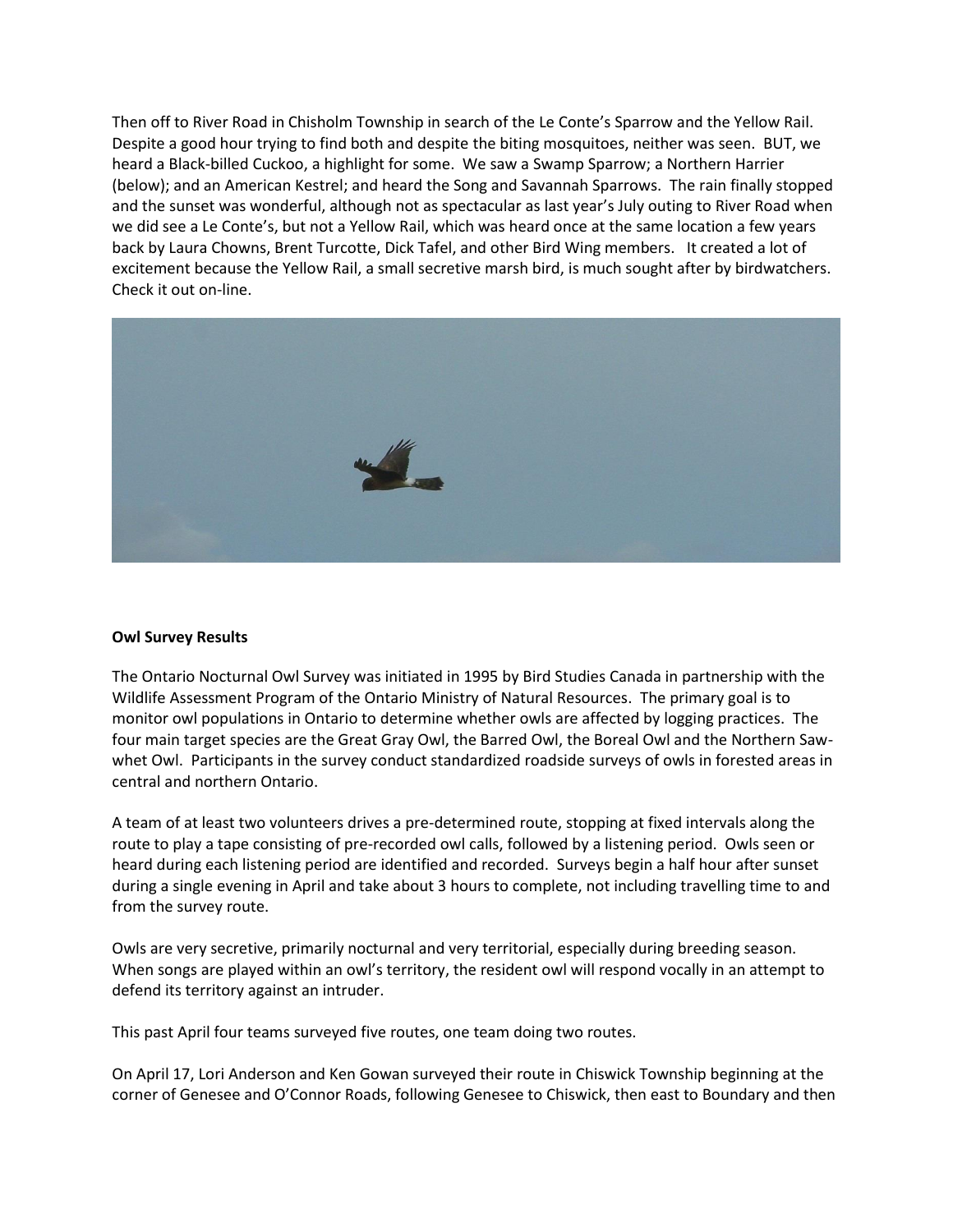Then off to River Road in Chisholm Township in search of the Le Conte's Sparrow and the Yellow Rail. Despite a good hour trying to find both and despite the biting mosquitoes, neither was seen. BUT, we heard a Black-billed Cuckoo, a highlight for some. We saw a Swamp Sparrow; a Northern Harrier (below); and an American Kestrel; and heard the Song and Savannah Sparrows. The rain finally stopped and the sunset was wonderful, although not as spectacular as last year's July outing to River Road when we did see a Le Conte's, but not a Yellow Rail, which was heard once at the same location a few years back by Laura Chowns, Brent Turcotte, Dick Tafel, and other Bird Wing members. It created a lot of excitement because the Yellow Rail, a small secretive marsh bird, is much sought after by birdwatchers. Check it out on-line.

**Owl Survey Results**

The Ontario Nocturnal Owl Survey was initiated in 1995 by Bird Studies Canada in partnership with the Wildlife Assessment Program of the Ontario Ministry of Natural Resources. The primary goal is to monitor owl populations in Ontario to determine whether owls are affected by logging practices. The four main target species are the Great Gray Owl, the Barred Owl, the Boreal Owl and the Northern Saw-whet Owl. Participants in the survey conduct standardized roadside surveys of owls in forested areas in central and northern Ontario.

A team of at least two volunteers drives a pre-determined route, stopping at fixed intervals along the route to play a tape consisting of pre-recorded owl calls, followed by a listening period. Owls seen or heard during each listening period are identified and recorded. Surveys begin a half hour after sunset during a single evening in April and take about 3 hours to complete, not including travelling time to and from the survey route.

Owls are very secretive, primarily nocturnal and very territorial, especially during breeding season. When songs are played within an owl's territory, the resident owl will respond vocally in an attempt to defend its territory against an intruder.

This past April four teams surveyed five routes, one team doing two routes.

On April 17, Lori Anderson and Ken Gowan surveyed their route in Chiswick Township beginning at the corner of Genesee and O'Connor Roads, following Genesee to Chiswick, then east to Boundary and then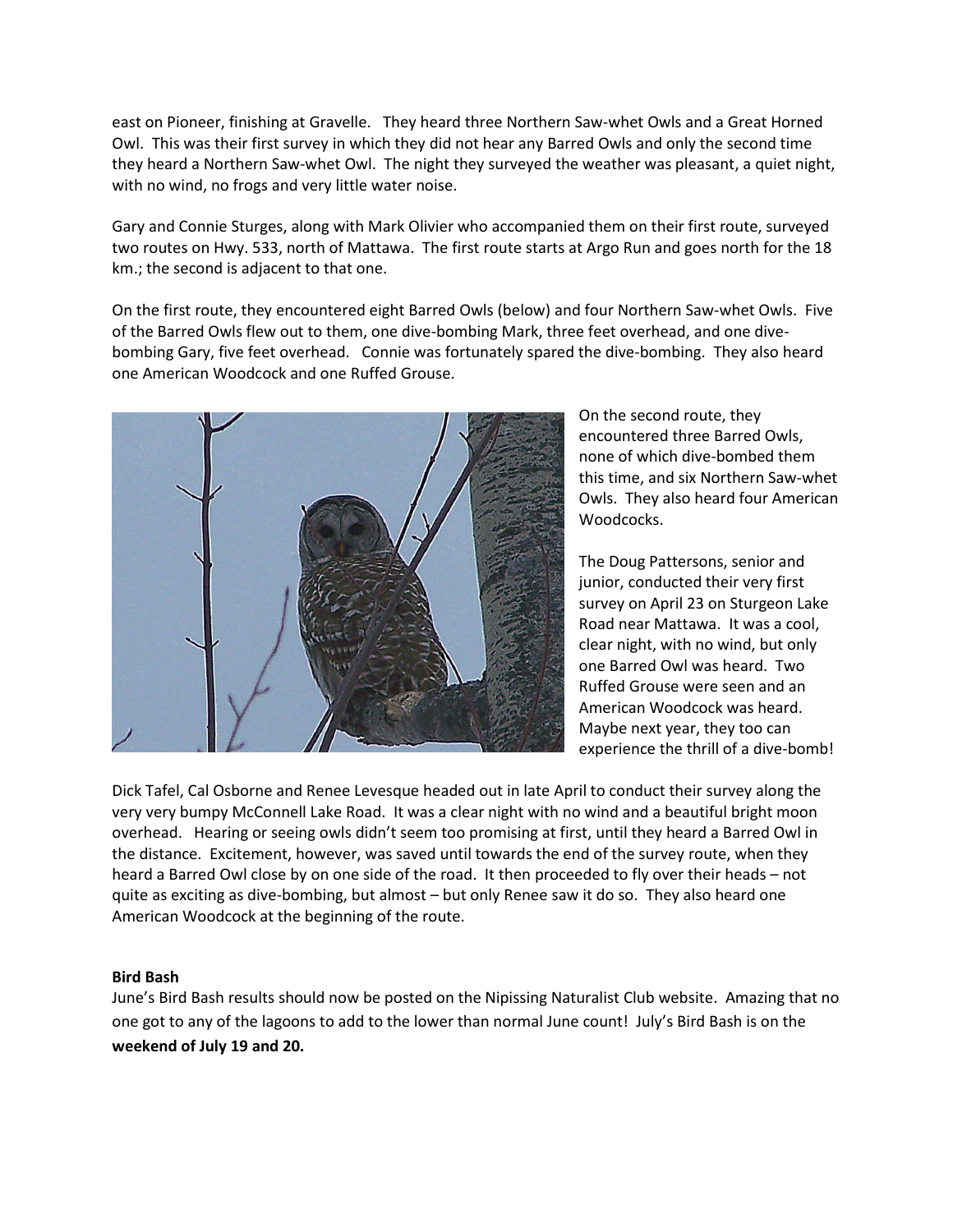east on Pioneer, finishing at Gravelle. They heard three Northern Saw-whet Owls and a Great Horned Owl. This was their first survey in which they did not hear any Barred Owls and only the second time they heard a Northern Saw-whet Owl. The night they surveyed the weather was pleasant, a quiet night, with no wind, no frogs and very little water noise.

Gary and Connie Sturges, along with Mark Olivier who accompanied them on their first route, surveyed two routes on Hwy. 533, north of Mattawa. The first route starts at Argo Run and goes north for the 18 km.; the second is adjacent to that one.

On the first route, they encountered eight Barred Owls (below) and four Northern Saw-whet Owls. Five of the Barred Owls flew out to them, one dive-bombing Mark, three feet overhead, and one dive-bombing Gary, five feet overhead. Connie was fortunately spared the dive-bombing. They also heard one American Woodcock and one Ruffed Grouse.

On the second route, they encountered three Barred Owls, none of which dive-bombed them this time, and six Northern Saw-whet Owls. They also heard four American Woodcocks.

The Doug Pattersons, senior and junior, conducted their very first survey on April 23 on Sturgeon Lake Road near Mattawa. It was a cool, clear night, with no wind, but only one Barred Owl was heard. Two Ruffed Grouse were seen and an American Woodcock was heard. Maybe next year, they too can experience the thrill of a dive-bomb!

Dick Tafel, Cal Osborne and Renee Levesque headed out in late April to conduct their survey along the very very bumpy McConnell Lake Road. It was a clear night with no wind and a beautiful bright moon overhead. Hearing or seeing owls didn't seem too promising at first, until they heard a Barred Owl in the distance. Excitement, however, was saved until towards the end of the survey route, when they heard a Barred Owl close by on one side of the road. It then proceeded to fly over their heads – not quite as exciting as dive-bombing, but almost – but only Renee saw it do so. They also heard one American Woodcock at the beginning of the route.

**Bird Bash**

June's Bird Bash results should now be posted on the Nipissing Naturalist Club website. Amazing that no one got to any of the lagoons to add to the lower than normal June count! July's Bird Bash is on the **weekend of July 19 and 20.**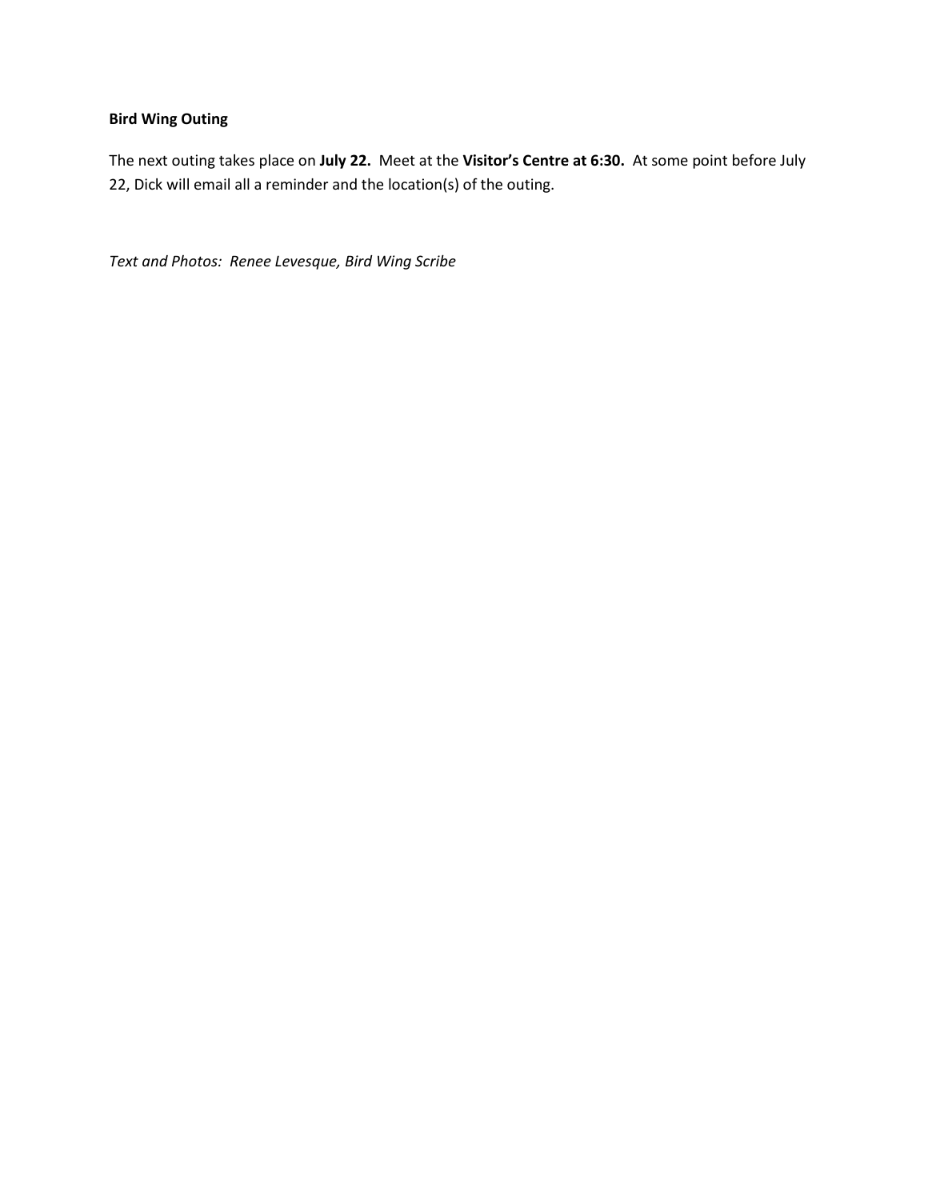**Bird Wing Outing**

The next outing takes place on **July 22.** Meet at the **Visitor's Centre at 6:30.** At some point before July 22, Dick will email all a reminder and the location(s) of the outing.

*Text and Photos: Renee Levesque, Bird Wing Scribe*